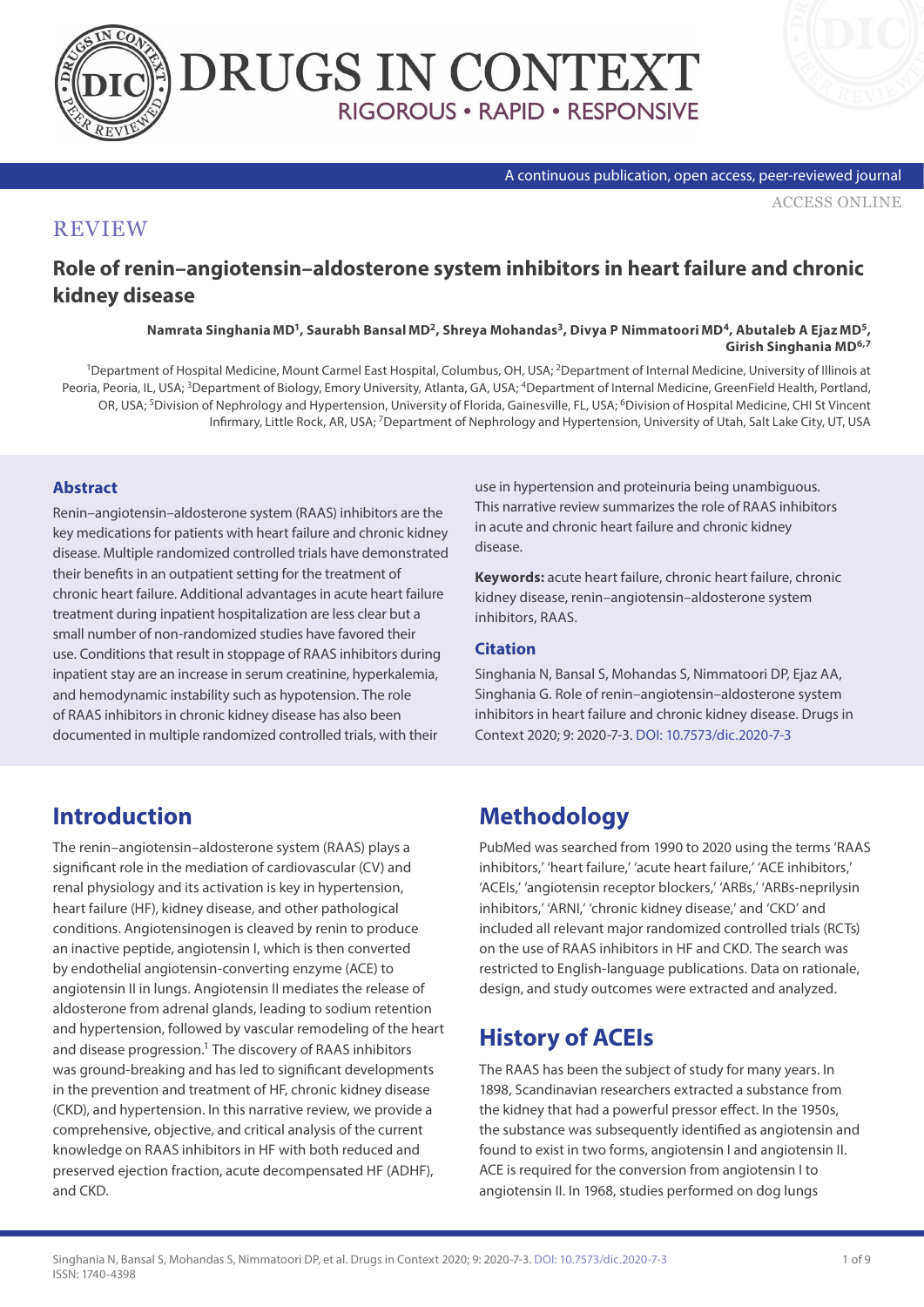# DRUGS IN CONTEXT

RIGOROUS • RAPID • RESPONSIVE

A continuous publication, open access, peer-reviewed journal

ACCESS ONLINE

REVIEW

## Role of renin–angiotensin–aldosterone system inhibitors in heart failure and chronic kidney disease

**Namrata Singhania MD[1], Saurabh Bansal MD[2], Shreya Mohandas[3], Divya P Nimmatoori MD[4], Abutaleb A Ejaz MD[5], Girish Singhania MD[6,7]**

[1]Department of Hospital Medicine, Mount Carmel East Hospital, Columbus, OH, USA; [2]Department of Internal Medicine, University of Illinois at Peoria, Peoria, IL, USA; [3]Department of Biology, Emory University, Atlanta, GA, USA; [4]Department of Internal Medicine, GreenField Health, Portland, OR, USA; [5]Division of Nephrology and Hypertension, University of Florida, Gainesville, FL, USA; [6]Division of Hospital Medicine, CHI St Vincent Infirmary, Little Rock, AR, USA; [7]Department of Nephrology and Hypertension, University of Utah, Salt Lake City, UT, USA

### Abstract

Renin–angiotensin–aldosterone system (RAAS) inhibitors are the key medications for patients with heart failure and chronic kidney disease. Multiple randomized controlled trials have demonstrated their benefits in an outpatient setting for the treatment of chronic heart failure. Additional advantages in acute heart failure treatment during inpatient hospitalization are less clear but a small number of non-randomized studies have favored their use. Conditions that result in stoppage of RAAS inhibitors during inpatient stay are an increase in serum creatinine, hyperkalemia, and hemodynamic instability such as hypotension. The role of RAAS inhibitors in chronic kidney disease has also been documented in multiple randomized controlled trials, with their use in hypertension and proteinuria being unambiguous. This narrative review summarizes the role of RAAS inhibitors in acute and chronic heart failure and chronic kidney disease.

**Keywords:** acute heart failure, chronic heart failure, chronic kidney disease, renin–angiotensin–aldosterone system inhibitors, RAAS.

### Citation

Singhania N, Bansal S, Mohandas S, Nimmatoori DP, Ejaz AA, Singhania G. Role of renin–angiotensin–aldosterone system inhibitors in heart failure and chronic kidney disease. Drugs in Context 2020; 9: 2020-7-3. DOI: 10.7573/dic.2020-7-3

## Introduction

The renin–angiotensin–aldosterone system (RAAS) plays a significant role in the mediation of cardiovascular (CV) and renal physiology and its activation is key in hypertension, heart failure (HF), kidney disease, and other pathological conditions. Angiotensinogen is cleaved by renin to produce an inactive peptide, angiotensin I, which is then converted by endothelial angiotensin-converting enzyme (ACE) to angiotensin II in lungs. Angiotensin II mediates the release of aldosterone from adrenal glands, leading to sodium retention and hypertension, followed by vascular remodeling of the heart and disease progression.[1] The discovery of RAAS inhibitors was ground-breaking and has led to significant developments in the prevention and treatment of HF, chronic kidney disease (CKD), and hypertension. In this narrative review, we provide a comprehensive, objective, and critical analysis of the current knowledge on RAAS inhibitors in HF with both reduced and preserved ejection fraction, acute decompensated HF (ADHF), and CKD.

## Methodology

PubMed was searched from 1990 to 2020 using the terms 'RAAS inhibitors,' 'heart failure,' 'acute heart failure,' 'ACE inhibitors,' 'ACEIs,' 'angiotensin receptor blockers,' 'ARBs,' 'ARBs-neprilysin inhibitors,' 'ARNI,' 'chronic kidney disease,' and 'CKD' and included all relevant major randomized controlled trials (RCTs) on the use of RAAS inhibitors in HF and CKD. The search was restricted to English-language publications. Data on rationale, design, and study outcomes were extracted and analyzed.

## History of ACEIs

The RAAS has been the subject of study for many years. In 1898, Scandinavian researchers extracted a substance from the kidney that had a powerful pressor effect. In the 1950s, the substance was subsequently identified as angiotensin and found to exist in two forms, angiotensin I and angiotensin II. ACE is required for the conversion from angiotensin I to angiotensin II. In 1968, studies performed on dog lungs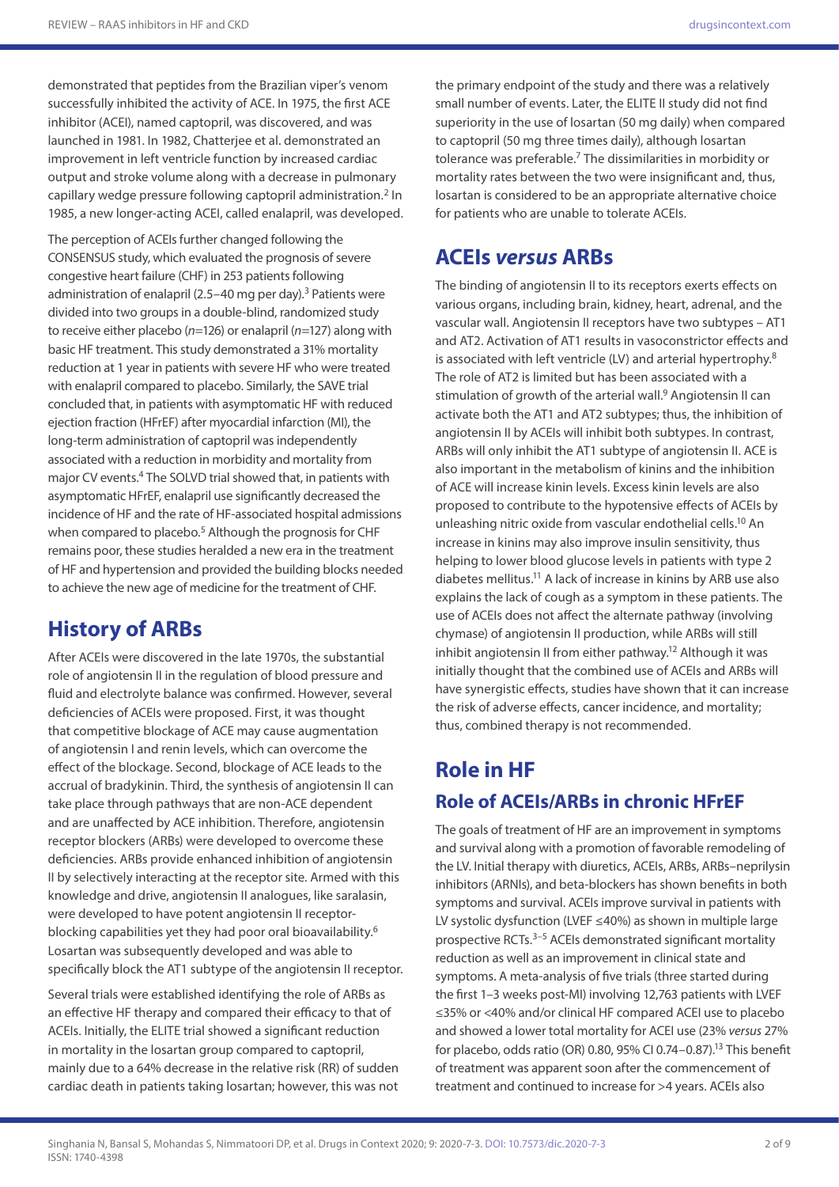demonstrated that peptides from the Brazilian viper's venom successfully inhibited the activity of ACE. In 1975, the first ACE inhibitor (ACEI), named captopril, was discovered, and was launched in 1981. In 1982, Chatterjee et al. demonstrated an improvement in left ventricle function by increased cardiac output and stroke volume along with a decrease in pulmonary capillary wedge pressure following captopril administration.[2] In 1985, a new longer-acting ACEI, called enalapril, was developed.

The perception of ACEIs further changed following the CONSENSUS study, which evaluated the prognosis of severe congestive heart failure (CHF) in 253 patients following administration of enalapril (2.5–40 mg per day).[3] Patients were divided into two groups in a double-blind, randomized study to receive either placebo ($n$=126) or enalapril ($n$=127) along with basic HF treatment. This study demonstrated a 31% mortality reduction at 1 year in patients with severe HF who were treated with enalapril compared to placebo. Similarly, the SAVE trial concluded that, in patients with asymptomatic HF with reduced ejection fraction (HFrEF) after myocardial infarction (MI), the long-term administration of captopril was independently associated with a reduction in morbidity and mortality from major CV events.[4] The SOLVD trial showed that, in patients with asymptomatic HFrEF, enalapril use significantly decreased the incidence of HF and the rate of HF-associated hospital admissions when compared to placebo.[5] Although the prognosis for CHF remains poor, these studies heralded a new era in the treatment of HF and hypertension and provided the building blocks needed to achieve the new age of medicine for the treatment of CHF.

## History of ARBs

After ACEIs were discovered in the late 1970s, the substantial role of angiotensin II in the regulation of blood pressure and fluid and electrolyte balance was confirmed. However, several deficiencies of ACEIs were proposed. First, it was thought that competitive blockage of ACE may cause augmentation of angiotensin I and renin levels, which can overcome the effect of the blockage. Second, blockage of ACE leads to the accrual of bradykinin. Third, the synthesis of angiotensin II can take place through pathways that are non-ACE dependent and are unaffected by ACE inhibition. Therefore, angiotensin receptor blockers (ARBs) were developed to overcome these deficiencies. ARBs provide enhanced inhibition of angiotensin II by selectively interacting at the receptor site. Armed with this knowledge and drive, angiotensin II analogues, like saralasin, were developed to have potent angiotensin II receptor-blocking capabilities yet they had poor oral bioavailability.[6] Losartan was subsequently developed and was able to specifically block the AT1 subtype of the angiotensin II receptor.

Several trials were established identifying the role of ARBs as an effective HF therapy and compared their efficacy to that of ACEIs. Initially, the ELITE trial showed a significant reduction in mortality in the losartan group compared to captopril, mainly due to a 64% decrease in the relative risk (RR) of sudden cardiac death in patients taking losartan; however, this was not the primary endpoint of the study and there was a relatively small number of events. Later, the ELITE II study did not find superiority in the use of losartan (50 mg daily) when compared to captopril (50 mg three times daily), although losartan tolerance was preferable.[7] The dissimilarities in morbidity or mortality rates between the two were insignificant and, thus, losartan is considered to be an appropriate alternative choice for patients who are unable to tolerate ACEIs.

## ACEIs *versus* ARBs

The binding of angiotensin II to its receptors exerts effects on various organs, including brain, kidney, heart, adrenal, and the vascular wall. Angiotensin II receptors have two subtypes – AT1 and AT2. Activation of AT1 results in vasoconstrictor effects and is associated with left ventricle (LV) and arterial hypertrophy.[8] The role of AT2 is limited but has been associated with a stimulation of growth of the arterial wall.[9] Angiotensin II can activate both the AT1 and AT2 subtypes; thus, the inhibition of angiotensin II by ACEIs will inhibit both subtypes. In contrast, ARBs will only inhibit the AT1 subtype of angiotensin II. ACE is also important in the metabolism of kinins and the inhibition of ACE will increase kinin levels. Excess kinin levels are also proposed to contribute to the hypotensive effects of ACEIs by unleashing nitric oxide from vascular endothelial cells.[10] An increase in kinins may also improve insulin sensitivity, thus helping to lower blood glucose levels in patients with type 2 diabetes mellitus.[11] A lack of increase in kinins by ARB use also explains the lack of cough as a symptom in these patients. The use of ACEIs does not affect the alternate pathway (involving chymase) of angiotensin II production, while ARBs will still inhibit angiotensin II from either pathway.[12] Although it was initially thought that the combined use of ACEIs and ARBs will have synergistic effects, studies have shown that it can increase the risk of adverse effects, cancer incidence, and mortality; thus, combined therapy is not recommended.

## Role in HF

### Role of ACEIs/ARBs in chronic HFrEF

The goals of treatment of HF are an improvement in symptoms and survival along with a promotion of favorable remodeling of the LV. Initial therapy with diuretics, ACEIs, ARBs, ARBs–neprilysin inhibitors (ARNIs), and beta-blockers has shown benefits in both symptoms and survival. ACEIs improve survival in patients with LV systolic dysfunction (LVEF ≤40%) as shown in multiple large prospective RCTs.[3–5] ACEIs demonstrated significant mortality reduction as well as an improvement in clinical state and symptoms. A meta-analysis of five trials (three started during the first 1–3 weeks post-MI) involving 12,763 patients with LVEF ≤35% or <40% and/or clinical HF compared ACEI use to placebo and showed a lower total mortality for ACEI use (23% *versus* 27% for placebo, odds ratio (OR) 0.80, 95% CI 0.74–0.87).[13] This benefit of treatment was apparent soon after the commencement of treatment and continued to increase for >4 years. ACEIs also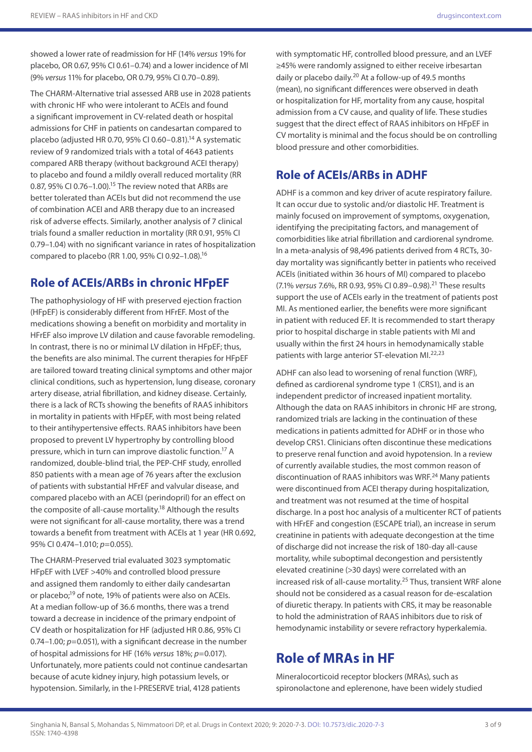showed a lower rate of readmission for HF (14% *versus* 19% for placebo, OR 0.67, 95% CI 0.61–0.74) and a lower incidence of MI (9% *versus* 11% for placebo, OR 0.79, 95% CI 0.70–0.89).

The CHARM-Alternative trial assessed ARB use in 2028 patients with chronic HF who were intolerant to ACEIs and found a significant improvement in CV-related death or hospital admissions for CHF in patients on candesartan compared to placebo (adjusted HR 0.70, 95% CI 0.60–0.81).[14] A systematic review of 9 randomized trials with a total of 4643 patients compared ARB therapy (without background ACEI therapy) to placebo and found a mildly overall reduced mortality (RR 0.87, 95% CI 0.76–1.00).[15] The review noted that ARBs are better tolerated than ACEIs but did not recommend the use of combination ACEI and ARB therapy due to an increased risk of adverse effects. Similarly, another analysis of 7 clinical trials found a smaller reduction in mortality (RR 0.91, 95% CI 0.79–1.04) with no significant variance in rates of hospitalization compared to placebo (RR 1.00, 95% CI 0.92–1.08).[16]

## Role of ACEIs/ARBs in chronic HFpEF

The pathophysiology of HF with preserved ejection fraction (HFpEF) is considerably different from HFrEF. Most of the medications showing a benefit on morbidity and mortality in HFrEF also improve LV dilation and cause favorable remodeling. In contrast, there is no or minimal LV dilation in HFpEF; thus, the benefits are also minimal. The current therapies for HFpEF are tailored toward treating clinical symptoms and other major clinical conditions, such as hypertension, lung disease, coronary artery disease, atrial fibrillation, and kidney disease. Certainly, there is a lack of RCTs showing the benefits of RAAS inhibitors in mortality in patients with HFpEF, with most being related to their antihypertensive effects. RAAS inhibitors have been proposed to prevent LV hypertrophy by controlling blood pressure, which in turn can improve diastolic function.[17] A randomized, double-blind trial, the PEP-CHF study, enrolled 850 patients with a mean age of 76 years after the exclusion of patients with substantial HFrEF and valvular disease, and compared placebo with an ACEI (perindopril) for an effect on the composite of all-cause mortality.[18] Although the results were not significant for all-cause mortality, there was a trend towards a benefit from treatment with ACEIs at 1 year (HR 0.692, 95% CI 0.474–1.010; $p$=0.055).

The CHARM-Preserved trial evaluated 3023 symptomatic HFpEF with LVEF >40% and controlled blood pressure and assigned them randomly to either daily candesartan or placebo;[19] of note, 19% of patients were also on ACEIs. At a median follow-up of 36.6 months, there was a trend toward a decrease in incidence of the primary endpoint of CV death or hospitalization for HF (adjusted HR 0.86, 95% CI 0.74–1.00; $p$=0.051), with a significant decrease in the number of hospital admissions for HF (16% *versus* 18%; $p$=0.017). Unfortunately, more patients could not continue candesartan because of acute kidney injury, high potassium levels, or hypotension. Similarly, in the I-PRESERVE trial, 4128 patients with symptomatic HF, controlled blood pressure, and an LVEF ≥45% were randomly assigned to either receive irbesartan daily or placebo daily.[20] At a follow-up of 49.5 months (mean), no significant differences were observed in death or hospitalization for HF, mortality from any cause, hospital admission from a CV cause, and quality of life. These studies suggest that the direct effect of RAAS inhibitors on HFpEF in CV mortality is minimal and the focus should be on controlling blood pressure and other comorbidities.

## Role of ACEIs/ARBs in ADHF

ADHF is a common and key driver of acute respiratory failure. It can occur due to systolic and/or diastolic HF. Treatment is mainly focused on improvement of symptoms, oxygenation, identifying the precipitating factors, and management of comorbidities like atrial fibrillation and cardiorenal syndrome. In a meta-analysis of 98,496 patients derived from 4 RCTs, 30-day mortality was significantly better in patients who received ACEIs (initiated within 36 hours of MI) compared to placebo (7.1% *versus* 7.6%, RR 0.93, 95% CI 0.89–0.98).[21] These results support the use of ACEIs early in the treatment of patients post MI. As mentioned earlier, the benefits were more significant in patient with reduced EF. It is recommended to start therapy prior to hospital discharge in stable patients with MI and usually within the first 24 hours in hemodynamically stable patients with large anterior ST-elevation MI.[22,23]

ADHF can also lead to worsening of renal function (WRF), defined as cardiorenal syndrome type 1 (CRS1), and is an independent predictor of increased inpatient mortality. Although the data on RAAS inhibitors in chronic HF are strong, randomized trials are lacking in the continuation of these medications in patients admitted for ADHF or in those who develop CRS1. Clinicians often discontinue these medications to preserve renal function and avoid hypotension. In a review of currently available studies, the most common reason of discontinuation of RAAS inhibitors was WRF.[24] Many patients were discontinued from ACEI therapy during hospitalization, and treatment was not resumed at the time of hospital discharge. In a post hoc analysis of a multicenter RCT of patients with HFrEF and congestion (ESCAPE trial), an increase in serum creatinine in patients with adequate decongestion at the time of discharge did not increase the risk of 180-day all-cause mortality, while suboptimal decongestion and persistently elevated creatinine (>30 days) were correlated with an increased risk of all-cause mortality.[25] Thus, transient WRF alone should not be considered as a casual reason for de-escalation of diuretic therapy. In patients with CRS, it may be reasonable to hold the administration of RAAS inhibitors due to risk of hemodynamic instability or severe refractory hyperkalemia.

# Role of MRAs in HF

Mineralocorticoid receptor blockers (MRAs), such as spironolactone and eplerenone, have been widely studied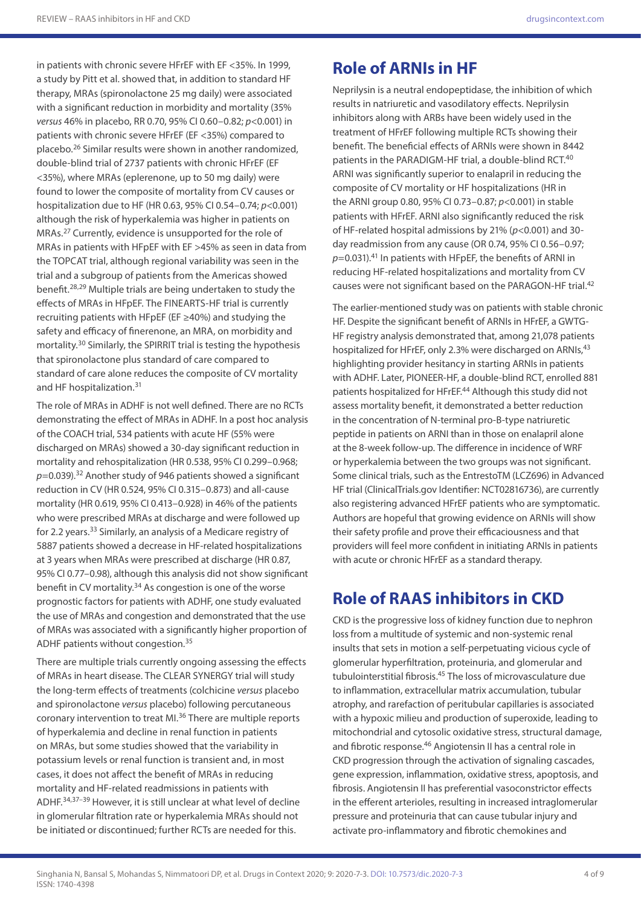in patients with chronic severe HFrEF with EF <35%. In 1999, a study by Pitt et al. showed that, in addition to standard HF therapy, MRAs (spironolactone 25 mg daily) were associated with a significant reduction in morbidity and mortality (35% *versus* 46% in placebo, RR 0.70, 95% CI 0.60–0.82; *p*<0.001) in patients with chronic severe HFrEF (EF <35%) compared to placebo.[26] Similar results were shown in another randomized, double-blind trial of 2737 patients with chronic HFrEF (EF <35%), where MRAs (eplerenone, up to 50 mg daily) were found to lower the composite of mortality from CV causes or hospitalization due to HF (HR 0.63, 95% CI 0.54–0.74; *p*<0.001) although the risk of hyperkalemia was higher in patients on MRAs.[27] Currently, evidence is unsupported for the role of MRAs in patients with HFpEF with EF >45% as seen in data from the TOPCAT trial, although regional variability was seen in the trial and a subgroup of patients from the Americas showed benefit.[28,29] Multiple trials are being undertaken to study the effects of MRAs in HFpEF. The FINEARTS-HF trial is currently recruiting patients with HFpEF (EF ≥40%) and studying the safety and efficacy of finerenone, an MRA, on morbidity and mortality.[30] Similarly, the SPIRRIT trial is testing the hypothesis that spironolactone plus standard of care compared to standard of care alone reduces the composite of CV mortality and HF hospitalization.[31]

The role of MRAs in ADHF is not well defined. There are no RCTs demonstrating the effect of MRAs in ADHF. In a post hoc analysis of the COACH trial, 534 patients with acute HF (55% were discharged on MRAs) showed a 30-day significant reduction in mortality and rehospitalization (HR 0.538, 95% CI 0.299–0.968; *p*=0.039).[32] Another study of 946 patients showed a significant reduction in CV (HR 0.524, 95% CI 0.315–0.873) and all-cause mortality (HR 0.619, 95% CI 0.413–0.928) in 46% of the patients who were prescribed MRAs at discharge and were followed up for 2.2 years.[33] Similarly, an analysis of a Medicare registry of 5887 patients showed a decrease in HF-related hospitalizations at 3 years when MRAs were prescribed at discharge (HR 0.87, 95% CI 0.77–0.98), although this analysis did not show significant benefit in CV mortality.[34] As congestion is one of the worse prognostic factors for patients with ADHF, one study evaluated the use of MRAs and congestion and demonstrated that the use of MRAs was associated with a significantly higher proportion of ADHF patients without congestion.[35]

There are multiple trials currently ongoing assessing the effects of MRAs in heart disease. The CLEAR SYNERGY trial will study the long-term effects of treatments (colchicine *versus* placebo and spironolactone *versus* placebo) following percutaneous coronary intervention to treat MI.[36] There are multiple reports of hyperkalemia and decline in renal function in patients on MRAs, but some studies showed that the variability in potassium levels or renal function is transient and, in most cases, it does not affect the benefit of MRAs in reducing mortality and HF-related readmissions in patients with ADHF.[34,37–39] However, it is still unclear at what level of decline in glomerular filtration rate or hyperkalemia MRAs should not be initiated or discontinued; further RCTs are needed for this.

## Role of ARNIs in HF

Neprilysin is a neutral endopeptidase, the inhibition of which results in natriuretic and vasodilatory effects. Neprilysin inhibitors along with ARBs have been widely used in the treatment of HFrEF following multiple RCTs showing their benefit. The beneficial effects of ARNIs were shown in 8442 patients in the PARADIGM-HF trial, a double-blind RCT.[40] ARNI was significantly superior to enalapril in reducing the composite of CV mortality or HF hospitalizations (HR in the ARNI group 0.80, 95% CI 0.73–0.87; *p*<0.001) in stable patients with HFrEF. ARNI also significantly reduced the risk of HF-related hospital admissions by 21% (*p*<0.001) and 30-day readmission from any cause (OR 0.74, 95% CI 0.56–0.97; *p*=0.031).[41] In patients with HFpEF, the benefits of ARNI in reducing HF-related hospitalizations and mortality from CV causes were not significant based on the PARAGON-HF trial.[42]

The earlier-mentioned study was on patients with stable chronic HF. Despite the significant benefit of ARNIs in HFrEF, a GWTG-HF registry analysis demonstrated that, among 21,078 patients hospitalized for HFrEF, only 2.3% were discharged on ARNIs,[43] highlighting provider hesitancy in starting ARNIs in patients with ADHF. Later, PIONEER-HF, a double-blind RCT, enrolled 881 patients hospitalized for HFrEF.[44] Although this study did not assess mortality benefit, it demonstrated a better reduction in the concentration of N-terminal pro-B-type natriuretic peptide in patients on ARNI than in those on enalapril alone at the 8-week follow-up. The difference in incidence of WRF or hyperkalemia between the two groups was not significant. Some clinical trials, such as the EntrestoTM (LCZ696) in Advanced HF trial (ClinicalTrials.gov Identifier: NCT02816736), are currently also registering advanced HFrEF patients who are symptomatic. Authors are hopeful that growing evidence on ARNIs will show their safety profile and prove their efficaciousness and that providers will feel more confident in initiating ARNIs in patients with acute or chronic HFrEF as a standard therapy.

## Role of RAAS inhibitors in CKD

CKD is the progressive loss of kidney function due to nephron loss from a multitude of systemic and non-systemic renal insults that sets in motion a self-perpetuating vicious cycle of glomerular hyperfiltration, proteinuria, and glomerular and tubulointerstitial fibrosis.[45] The loss of microvasculature due to inflammation, extracellular matrix accumulation, tubular atrophy, and rarefaction of peritubular capillaries is associated with a hypoxic milieu and production of superoxide, leading to mitochondrial and cytosolic oxidative stress, structural damage, and fibrotic response.[46] Angiotensin II has a central role in CKD progression through the activation of signaling cascades, gene expression, inflammation, oxidative stress, apoptosis, and fibrosis. Angiotensin II has preferential vasoconstrictor effects in the efferent arterioles, resulting in increased intraglomerular pressure and proteinuria that can cause tubular injury and activate pro-inflammatory and fibrotic chemokines and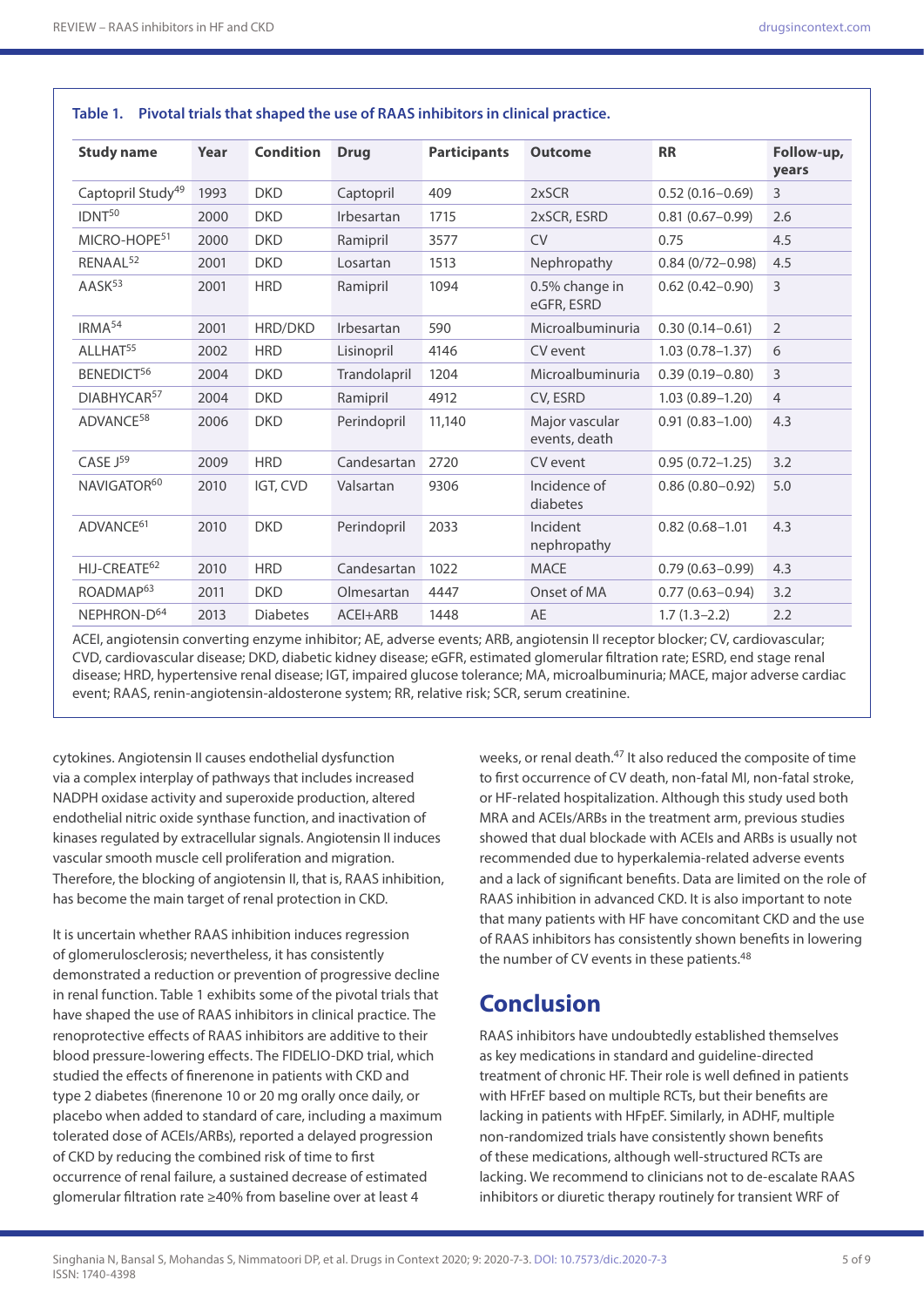**Table 1. Pivotal trials that shaped the use of RAAS inhibitors in clinical practice.**

| Study name | Year | Condition | Drug | Participants | Outcome | RR | Follow-up, years |
|---|---|---|---|---|---|---|---|
| Captopril Study[49] | 1993 | DKD | Captopril | 409 | 2xSCR | 0.52 (0.16–0.69) | 3 |
| IDNT[50] | 2000 | DKD | Irbesartan | 1715 | 2xSCR, ESRD | 0.81 (0.67–0.99) | 2.6 |
| MICRO-HOPE[51] | 2000 | DKD | Ramipril | 3577 | CV | 0.75 | 4.5 |
| RENAAL[52] | 2001 | DKD | Losartan | 1513 | Nephropathy | 0.84 (0/72–0.98) | 4.5 |
| AASK[53] | 2001 | HRD | Ramipril | 1094 | 0.5% change in eGFR, ESRD | 0.62 (0.42–0.90) | 3 |
| IRMA[54] | 2001 | HRD/DKD | Irbesartan | 590 | Microalbuminuria | 0.30 (0.14–0.61) | 2 |
| ALLHAT[55] | 2002 | HRD | Lisinopril | 4146 | CV event | 1.03 (0.78–1.37) | 6 |
| BENEDICT[56] | 2004 | DKD | Trandolapril | 1204 | Microalbuminuria | 0.39 (0.19–0.80) | 3 |
| DIABHYCAR[57] | 2004 | DKD | Ramipril | 4912 | CV, ESRD | 1.03 (0.89–1.20) | 4 |
| ADVANCE[58] | 2006 | DKD | Perindopril | 11,140 | Major vascular events, death | 0.91 (0.83–1.00) | 4.3 |
| CASE J[59] | 2009 | HRD | Candesartan | 2720 | CV event | 0.95 (0.72–1.25) | 3.2 |
| NAVIGATOR[60] | 2010 | IGT, CVD | Valsartan | 9306 | Incidence of diabetes | 0.86 (0.80–0.92) | 5.0 |
| ADVANCE[61] | 2010 | DKD | Perindopril | 2033 | Incident nephropathy | 0.82 (0.68–1.01 | 4.3 |
| HIJ-CREATE[62] | 2010 | HRD | Candesartan | 1022 | MACE | 0.79 (0.63–0.99) | 4.3 |
| ROADMAP[63] | 2011 | DKD | Olmesartan | 4447 | Onset of MA | 0.77 (0.63–0.94) | 3.2 |
| NEPHRON-D[64] | 2013 | Diabetes | ACEI+ARB | 1448 | AE | 1.7 (1.3–2.2) | 2.2 |

ACEI, angiotensin converting enzyme inhibitor; AE, adverse events; ARB, angiotensin II receptor blocker; CV, cardiovascular; CVD, cardiovascular disease; DKD, diabetic kidney disease; eGFR, estimated glomerular filtration rate; ESRD, end stage renal disease; HRD, hypertensive renal disease; IGT, impaired glucose tolerance; MA, microalbuminuria; MACE, major adverse cardiac event; RAAS, renin-angiotensin-aldosterone system; RR, relative risk; SCR, serum creatinine.

cytokines. Angiotensin II causes endothelial dysfunction via a complex interplay of pathways that includes increased NADPH oxidase activity and superoxide production, altered endothelial nitric oxide synthase function, and inactivation of kinases regulated by extracellular signals. Angiotensin II induces vascular smooth muscle cell proliferation and migration. Therefore, the blocking of angiotensin II, that is, RAAS inhibition, has become the main target of renal protection in CKD.

It is uncertain whether RAAS inhibition induces regression of glomerulosclerosis; nevertheless, it has consistently demonstrated a reduction or prevention of progressive decline in renal function. Table 1 exhibits some of the pivotal trials that have shaped the use of RAAS inhibitors in clinical practice. The renoprotective effects of RAAS inhibitors are additive to their blood pressure-lowering effects. The FIDELIO-DKD trial, which studied the effects of finerenone in patients with CKD and type 2 diabetes (finerenone 10 or 20 mg orally once daily, or placebo when added to standard of care, including a maximum tolerated dose of ACEIs/ARBs), reported a delayed progression of CKD by reducing the combined risk of time to first occurrence of renal failure, a sustained decrease of estimated glomerular filtration rate ≥40% from baseline over at least 4 weeks, or renal death.[47] It also reduced the composite of time to first occurrence of CV death, non-fatal MI, non-fatal stroke, or HF-related hospitalization. Although this study used both MRA and ACEIs/ARBs in the treatment arm, previous studies showed that dual blockade with ACEIs and ARBs is usually not recommended due to hyperkalemia-related adverse events and a lack of significant benefits. Data are limited on the role of RAAS inhibition in advanced CKD. It is also important to note that many patients with HF have concomitant CKD and the use of RAAS inhibitors has consistently shown benefits in lowering the number of CV events in these patients.[48]

## Conclusion

RAAS inhibitors have undoubtedly established themselves as key medications in standard and guideline-directed treatment of chronic HF. Their role is well defined in patients with HFrEF based on multiple RCTs, but their benefits are lacking in patients with HFpEF. Similarly, in ADHF, multiple non-randomized trials have consistently shown benefits of these medications, although well-structured RCTs are lacking. We recommend to clinicians not to de-escalate RAAS inhibitors or diuretic therapy routinely for transient WRF of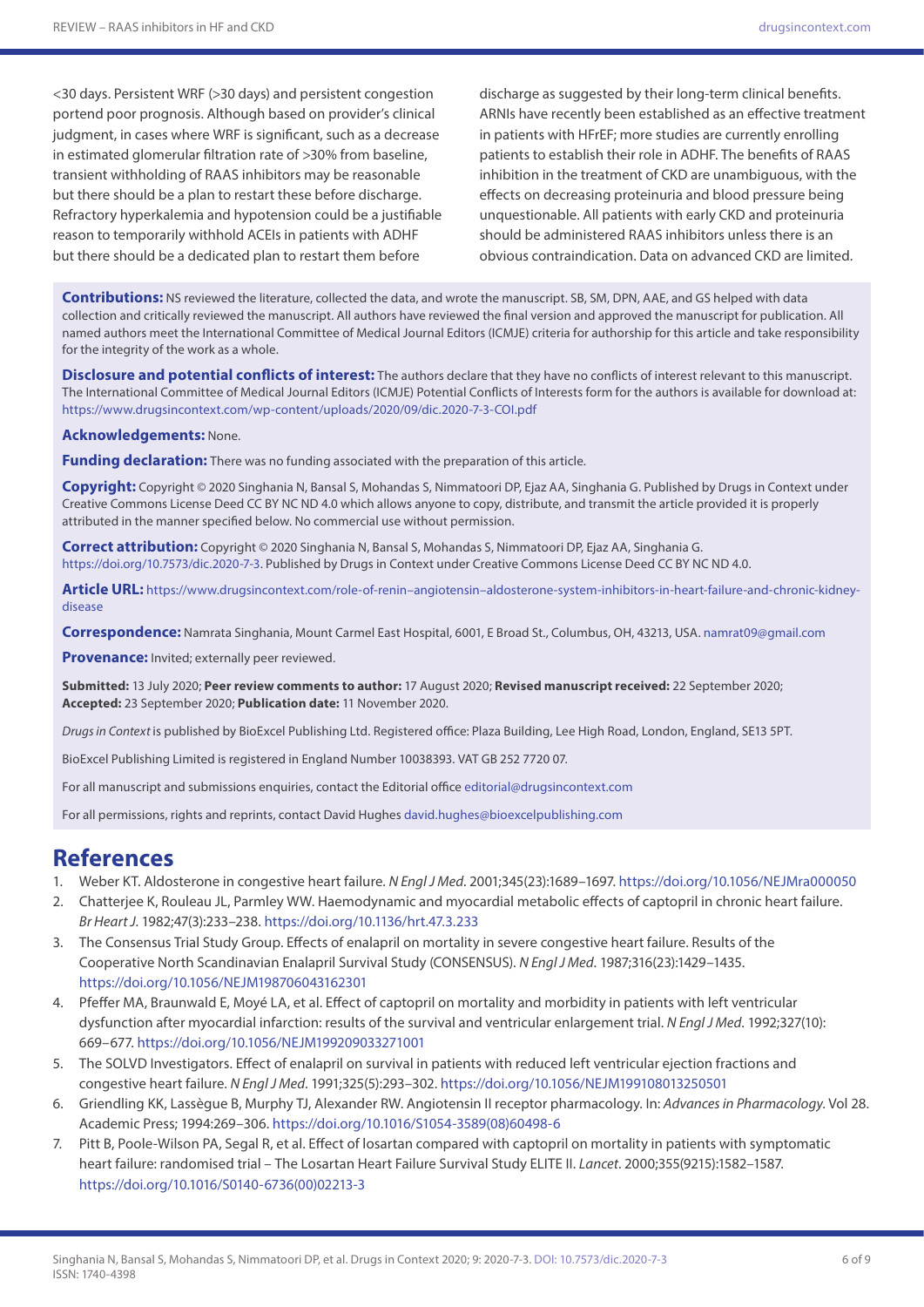<30 days. Persistent WRF (>30 days) and persistent congestion portend poor prognosis. Although based on provider's clinical judgment, in cases where WRF is significant, such as a decrease in estimated glomerular filtration rate of >30% from baseline, transient withholding of RAAS inhibitors may be reasonable but there should be a plan to restart these before discharge. Refractory hyperkalemia and hypotension could be a justifiable reason to temporarily withhold ACEIs in patients with ADHF but there should be a dedicated plan to restart them before discharge as suggested by their long-term clinical benefits. ARNIs have recently been established as an effective treatment in patients with HFrEF; more studies are currently enrolling patients to establish their role in ADHF. The benefits of RAAS inhibition in the treatment of CKD are unambiguous, with the effects on decreasing proteinuria and blood pressure being unquestionable. All patients with early CKD and proteinuria should be administered RAAS inhibitors unless there is an obvious contraindication. Data on advanced CKD are limited.

**Contributions:** NS reviewed the literature, collected the data, and wrote the manuscript. SB, SM, DPN, AAE, and GS helped with data collection and critically reviewed the manuscript. All authors have reviewed the final version and approved the manuscript for publication. All named authors meet the International Committee of Medical Journal Editors (ICMJE) criteria for authorship for this article and take responsibility for the integrity of the work as a whole.

**Disclosure and potential conflicts of interest:** The authors declare that they have no conflicts of interest relevant to this manuscript. The International Committee of Medical Journal Editors (ICMJE) Potential Conflicts of Interests form for the authors is available for download at: https://www.drugsincontext.com/wp-content/uploads/2020/09/dic.2020-7-3-COI.pdf

**Acknowledgements:** None.

**Funding declaration:** There was no funding associated with the preparation of this article.

**Copyright:** Copyright © 2020 Singhania N, Bansal S, Mohandas S, Nimmatoori DP, Ejaz AA, Singhania G. Published by Drugs in Context under Creative Commons License Deed CC BY NC ND 4.0 which allows anyone to copy, distribute, and transmit the article provided it is properly attributed in the manner specified below. No commercial use without permission.

**Correct attribution:** Copyright © 2020 Singhania N, Bansal S, Mohandas S, Nimmatoori DP, Ejaz AA, Singhania G. https://doi.org/10.7573/dic.2020-7-3. Published by Drugs in Context under Creative Commons License Deed CC BY NC ND 4.0.

**Article URL:** https://www.drugsincontext.com/role-of-renin–angiotensin–aldosterone-system-inhibitors-in-heart-failure-and-chronic-kidney-disease

**Correspondence:** Namrata Singhania, Mount Carmel East Hospital, 6001, E Broad St., Columbus, OH, 43213, USA. namrat09@gmail.com

**Provenance:** Invited; externally peer reviewed.

**Submitted:** 13 July 2020; **Peer review comments to author:** 17 August 2020; **Revised manuscript received:** 22 September 2020; **Accepted:** 23 September 2020; **Publication date:** 11 November 2020.

*Drugs in Context* is published by BioExcel Publishing Ltd. Registered office: Plaza Building, Lee High Road, London, England, SE13 5PT.

BioExcel Publishing Limited is registered in England Number 10038393. VAT GB 252 7720 07.

For all manuscript and submissions enquiries, contact the Editorial office editorial@drugsincontext.com

For all permissions, rights and reprints, contact David Hughes david.hughes@bioexcelpublishing.com

# References

1. Weber KT. Aldosterone in congestive heart failure. *N Engl J Med*. 2001;345(23):1689–1697. https://doi.org/10.1056/NEJMra000050
2. Chatterjee K, Rouleau JL, Parmley WW. Haemodynamic and myocardial metabolic effects of captopril in chronic heart failure. *Br Heart J*. 1982;47(3):233–238. https://doi.org/10.1136/hrt.47.3.233
3. The Consensus Trial Study Group. Effects of enalapril on mortality in severe congestive heart failure. Results of the Cooperative North Scandinavian Enalapril Survival Study (CONSENSUS). *N Engl J Med*. 1987;316(23):1429–1435. https://doi.org/10.1056/NEJM198706043162301
4. Pfeffer MA, Braunwald E, Moyé LA, et al. Effect of captopril on mortality and morbidity in patients with left ventricular dysfunction after myocardial infarction: results of the survival and ventricular enlargement trial. *N Engl J Med*. 1992;327(10): 669–677. https://doi.org/10.1056/NEJM199209033271001
5. The SOLVD Investigators. Effect of enalapril on survival in patients with reduced left ventricular ejection fractions and congestive heart failure. *N Engl J Med*. 1991;325(5):293–302. https://doi.org/10.1056/NEJM199108013250501
6. Griendling KK, Lassègue B, Murphy TJ, Alexander RW. Angiotensin II receptor pharmacology. In: *Advances in Pharmacology*. Vol 28. Academic Press; 1994:269–306. https://doi.org/10.1016/S1054-3589(08)60498-6
7. Pitt B, Poole-Wilson PA, Segal R, et al. Effect of losartan compared with captopril on mortality in patients with symptomatic heart failure: randomised trial – The Losartan Heart Failure Survival Study ELITE II. *Lancet*. 2000;355(9215):1582–1587. https://doi.org/10.1016/S0140-6736(00)02213-3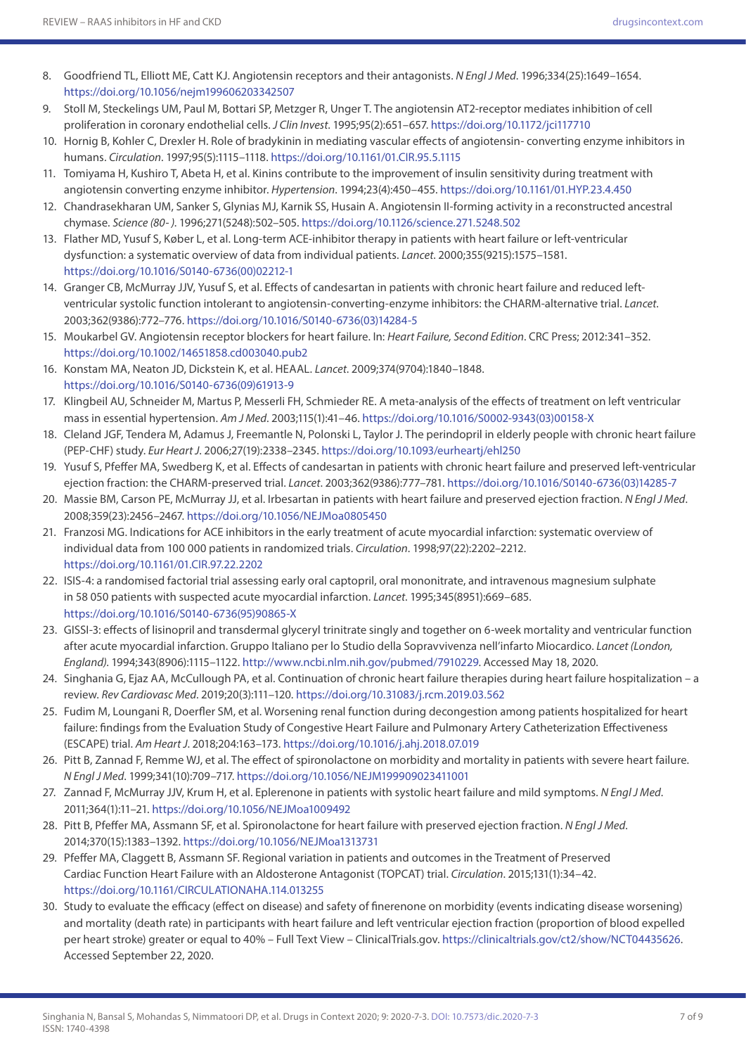8. Goodfriend TL, Elliott ME, Catt KJ. Angiotensin receptors and their antagonists. *N Engl J Med*. 1996;334(25):1649–1654. https://doi.org/10.1056/nejm199606203342507
9. Stoll M, Steckelings UM, Paul M, Bottari SP, Metzger R, Unger T. The angiotensin AT2-receptor mediates inhibition of cell proliferation in coronary endothelial cells. *J Clin Invest*. 1995;95(2):651–657. https://doi.org/10.1172/jci117710
10. Hornig B, Kohler C, Drexler H. Role of bradykinin in mediating vascular effects of angiotensin- converting enzyme inhibitors in humans. *Circulation*. 1997;95(5):1115–1118. https://doi.org/10.1161/01.CIR.95.5.1115
11. Tomiyama H, Kushiro T, Abeta H, et al. Kinins contribute to the improvement of insulin sensitivity during treatment with angiotensin converting enzyme inhibitor. *Hypertension*. 1994;23(4):450–455. https://doi.org/10.1161/01.HYP.23.4.450
12. Chandrasekharan UM, Sanker S, Glynias MJ, Karnik SS, Husain A. Angiotensin II-forming activity in a reconstructed ancestral chymase. *Science (80- )*. 1996;271(5248):502–505. https://doi.org/10.1126/science.271.5248.502
13. Flather MD, Yusuf S, Køber L, et al. Long-term ACE-inhibitor therapy in patients with heart failure or left-ventricular dysfunction: a systematic overview of data from individual patients. *Lancet*. 2000;355(9215):1575–1581. https://doi.org/10.1016/S0140-6736(00)02212-1
14. Granger CB, McMurray JJV, Yusuf S, et al. Effects of candesartan in patients with chronic heart failure and reduced left-ventricular systolic function intolerant to angiotensin-converting-enzyme inhibitors: the CHARM-alternative trial. *Lancet*. 2003;362(9386):772–776. https://doi.org/10.1016/S0140-6736(03)14284-5
15. Moukarbel GV. Angiotensin receptor blockers for heart failure. In: *Heart Failure, Second Edition*. CRC Press; 2012:341–352. https://doi.org/10.1002/14651858.cd003040.pub2
16. Konstam MA, Neaton JD, Dickstein K, et al. HEAAL. *Lancet*. 2009;374(9704):1840–1848. https://doi.org/10.1016/S0140-6736(09)61913-9
17. Klingbeil AU, Schneider M, Martus P, Messerli FH, Schmieder RE. A meta-analysis of the effects of treatment on left ventricular mass in essential hypertension. *Am J Med*. 2003;115(1):41–46. https://doi.org/10.1016/S0002-9343(03)00158-X
18. Cleland JGF, Tendera M, Adamus J, Freemantle N, Polonski L, Taylor J. The perindopril in elderly people with chronic heart failure (PEP-CHF) study. *Eur Heart J*. 2006;27(19):2338–2345. https://doi.org/10.1093/eurheartj/ehl250
19. Yusuf S, Pfeffer MA, Swedberg K, et al. Effects of candesartan in patients with chronic heart failure and preserved left-ventricular ejection fraction: the CHARM-preserved trial. *Lancet*. 2003;362(9386):777–781. https://doi.org/10.1016/S0140-6736(03)14285-7
20. Massie BM, Carson PE, McMurray JJ, et al. Irbesartan in patients with heart failure and preserved ejection fraction. *N Engl J Med*. 2008;359(23):2456–2467. https://doi.org/10.1056/NEJMoa0805450
21. Franzosi MG. Indications for ACE inhibitors in the early treatment of acute myocardial infarction: systematic overview of individual data from 100 000 patients in randomized trials. *Circulation*. 1998;97(22):2202–2212. https://doi.org/10.1161/01.CIR.97.22.2202
22. ISIS-4: a randomised factorial trial assessing early oral captopril, oral mononitrate, and intravenous magnesium sulphate in 58 050 patients with suspected acute myocardial infarction. *Lancet*. 1995;345(8951):669–685. https://doi.org/10.1016/S0140-6736(95)90865-X
23. GISSI-3: effects of lisinopril and transdermal glyceryl trinitrate singly and together on 6-week mortality and ventricular function after acute myocardial infarction. Gruppo Italiano per lo Studio della Sopravvivenza nell'infarto Miocardico. *Lancet (London, England)*. 1994;343(8906):1115–1122. http://www.ncbi.nlm.nih.gov/pubmed/7910229. Accessed May 18, 2020.
24. Singhania G, Ejaz AA, McCullough PA, et al. Continuation of chronic heart failure therapies during heart failure hospitalization – a review. *Rev Cardiovasc Med*. 2019;20(3):111–120. https://doi.org/10.31083/j.rcm.2019.03.562
25. Fudim M, Loungani R, Doerfler SM, et al. Worsening renal function during decongestion among patients hospitalized for heart failure: findings from the Evaluation Study of Congestive Heart Failure and Pulmonary Artery Catheterization Effectiveness (ESCAPE) trial. *Am Heart J*. 2018;204:163–173. https://doi.org/10.1016/j.ahj.2018.07.019
26. Pitt B, Zannad F, Remme WJ, et al. The effect of spironolactone on morbidity and mortality in patients with severe heart failure. *N Engl J Med*. 1999;341(10):709–717. https://doi.org/10.1056/NEJM199909023411001
27. Zannad F, McMurray JJV, Krum H, et al. Eplerenone in patients with systolic heart failure and mild symptoms. *N Engl J Med*. 2011;364(1):11–21. https://doi.org/10.1056/NEJMoa1009492
28. Pitt B, Pfeffer MA, Assmann SF, et al. Spironolactone for heart failure with preserved ejection fraction. *N Engl J Med*. 2014;370(15):1383–1392. https://doi.org/10.1056/NEJMoa1313731
29. Pfeffer MA, Claggett B, Assmann SF. Regional variation in patients and outcomes in the Treatment of Preserved Cardiac Function Heart Failure with an Aldosterone Antagonist (TOPCAT) trial. *Circulation*. 2015;131(1):34–42. https://doi.org/10.1161/CIRCULATIONAHA.114.013255
30. Study to evaluate the efficacy (effect on disease) and safety of finerenone on morbidity (events indicating disease worsening) and mortality (death rate) in participants with heart failure and left ventricular ejection fraction (proportion of blood expelled per heart stroke) greater or equal to 40% – Full Text View – ClinicalTrials.gov. https://clinicaltrials.gov/ct2/show/NCT04435626. Accessed September 22, 2020.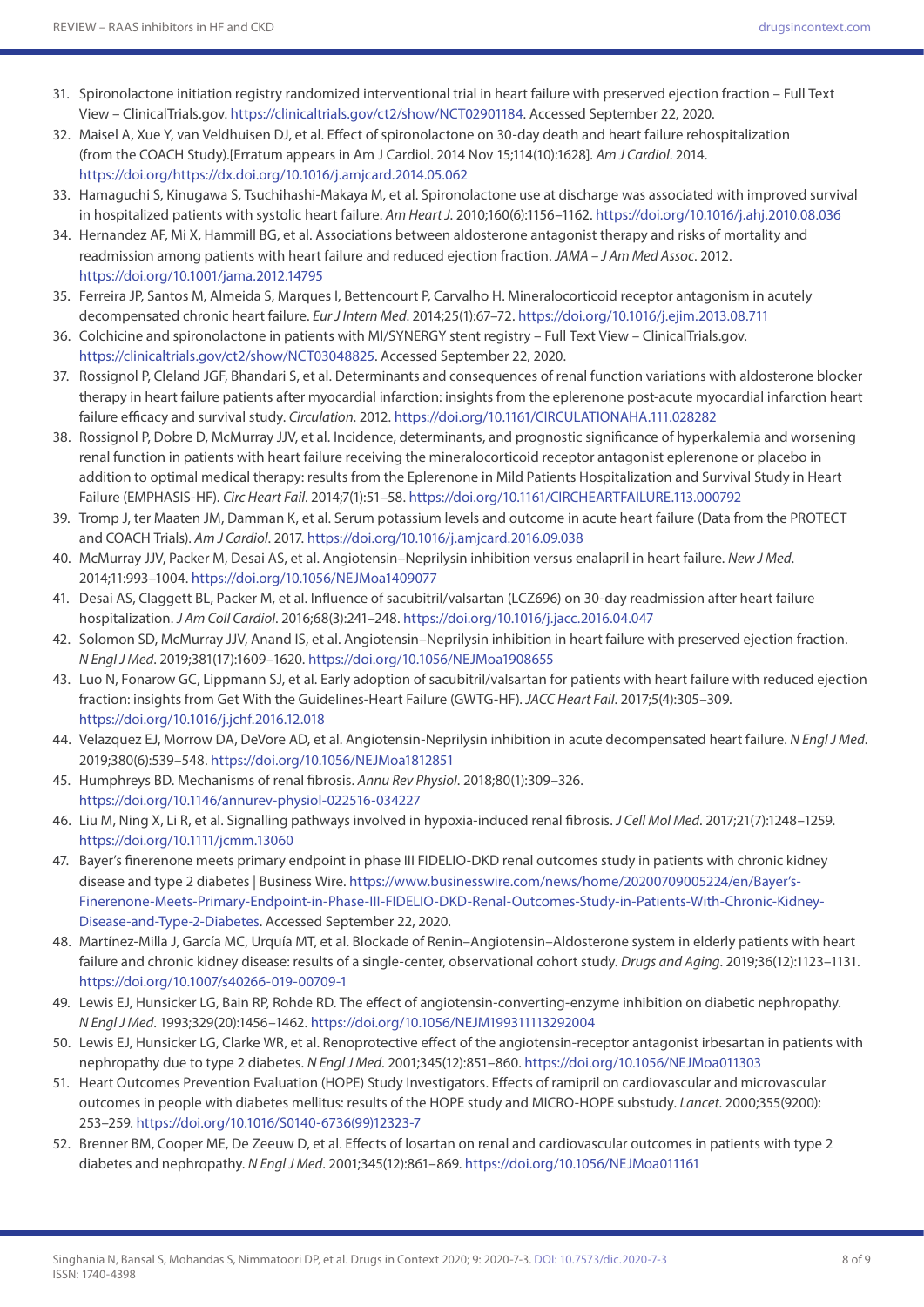31. Spironolactone initiation registry randomized interventional trial in heart failure with preserved ejection fraction – Full Text View – ClinicalTrials.gov. https://clinicaltrials.gov/ct2/show/NCT02901184. Accessed September 22, 2020.
32. Maisel A, Xue Y, van Veldhuisen DJ, et al. Effect of spironolactone on 30-day death and heart failure rehospitalization (from the COACH Study).[Erratum appears in Am J Cardiol. 2014 Nov 15;114(10):1628]. *Am J Cardiol*. 2014. https://doi.org/https://dx.doi.org/10.1016/j.amjcard.2014.05.062
33. Hamaguchi S, Kinugawa S, Tsuchihashi-Makaya M, et al. Spironolactone use at discharge was associated with improved survival in hospitalized patients with systolic heart failure. *Am Heart J*. 2010;160(6):1156–1162. https://doi.org/10.1016/j.ahj.2010.08.036
34. Hernandez AF, Mi X, Hammill BG, et al. Associations between aldosterone antagonist therapy and risks of mortality and readmission among patients with heart failure and reduced ejection fraction. *JAMA – J Am Med Assoc*. 2012. https://doi.org/10.1001/jama.2012.14795
35. Ferreira JP, Santos M, Almeida S, Marques I, Bettencourt P, Carvalho H. Mineralocorticoid receptor antagonism in acutely decompensated chronic heart failure. *Eur J Intern Med*. 2014;25(1):67–72. https://doi.org/10.1016/j.ejim.2013.08.711
36. Colchicine and spironolactone in patients with MI/SYNERGY stent registry – Full Text View – ClinicalTrials.gov. https://clinicaltrials.gov/ct2/show/NCT03048825. Accessed September 22, 2020.
37. Rossignol P, Cleland JGF, Bhandari S, et al. Determinants and consequences of renal function variations with aldosterone blocker therapy in heart failure patients after myocardial infarction: insights from the eplerenone post-acute myocardial infarction heart failure efficacy and survival study. *Circulation*. 2012. https://doi.org/10.1161/CIRCULATIONAHA.111.028282
38. Rossignol P, Dobre D, McMurray JJV, et al. Incidence, determinants, and prognostic significance of hyperkalemia and worsening renal function in patients with heart failure receiving the mineralocorticoid receptor antagonist eplerenone or placebo in addition to optimal medical therapy: results from the Eplerenone in Mild Patients Hospitalization and Survival Study in Heart Failure (EMPHASIS-HF). *Circ Heart Fail*. 2014;7(1):51–58. https://doi.org/10.1161/CIRCHEARTFAILURE.113.000792
39. Tromp J, ter Maaten JM, Damman K, et al. Serum potassium levels and outcome in acute heart failure (Data from the PROTECT and COACH Trials). *Am J Cardiol*. 2017. https://doi.org/10.1016/j.amjcard.2016.09.038
40. McMurray JJV, Packer M, Desai AS, et al. Angiotensin–Neprilysin inhibition versus enalapril in heart failure. *New J Med*. 2014;11:993–1004. https://doi.org/10.1056/NEJMoa1409077
41. Desai AS, Claggett BL, Packer M, et al. Influence of sacubitril/valsartan (LCZ696) on 30-day readmission after heart failure hospitalization. *J Am Coll Cardiol*. 2016;68(3):241–248. https://doi.org/10.1016/j.jacc.2016.04.047
42. Solomon SD, McMurray JJV, Anand IS, et al. Angiotensin–Neprilysin inhibition in heart failure with preserved ejection fraction. *N Engl J Med*. 2019;381(17):1609–1620. https://doi.org/10.1056/NEJMoa1908655
43. Luo N, Fonarow GC, Lippmann SJ, et al. Early adoption of sacubitril/valsartan for patients with heart failure with reduced ejection fraction: insights from Get With the Guidelines-Heart Failure (GWTG-HF). *JACC Heart Fail*. 2017;5(4):305–309. https://doi.org/10.1016/j.jchf.2016.12.018
44. Velazquez EJ, Morrow DA, DeVore AD, et al. Angiotensin-Neprilysin inhibition in acute decompensated heart failure. *N Engl J Med*. 2019;380(6):539–548. https://doi.org/10.1056/NEJMoa1812851
45. Humphreys BD. Mechanisms of renal fibrosis. *Annu Rev Physiol*. 2018;80(1):309–326. https://doi.org/10.1146/annurev-physiol-022516-034227
46. Liu M, Ning X, Li R, et al. Signalling pathways involved in hypoxia-induced renal fibrosis. *J Cell Mol Med*. 2017;21(7):1248–1259. https://doi.org/10.1111/jcmm.13060
47. Bayer's finerenone meets primary endpoint in phase III FIDELIO-DKD renal outcomes study in patients with chronic kidney disease and type 2 diabetes | Business Wire. https://www.businesswire.com/news/home/20200709005224/en/Bayer's-Finerenone-Meets-Primary-Endpoint-in-Phase-III-FIDELIO-DKD-Renal-Outcomes-Study-in-Patients-With-Chronic-Kidney-Disease-and-Type-2-Diabetes. Accessed September 22, 2020.
48. Martínez-Milla J, García MC, Urquía MT, et al. Blockade of Renin–Angiotensin–Aldosterone system in elderly patients with heart failure and chronic kidney disease: results of a single-center, observational cohort study. *Drugs and Aging*. 2019;36(12):1123–1131. https://doi.org/10.1007/s40266-019-00709-1
49. Lewis EJ, Hunsicker LG, Bain RP, Rohde RD. The effect of angiotensin-converting-enzyme inhibition on diabetic nephropathy. *N Engl J Med*. 1993;329(20):1456–1462. https://doi.org/10.1056/NEJM199311113292004
50. Lewis EJ, Hunsicker LG, Clarke WR, et al. Renoprotective effect of the angiotensin-receptor antagonist irbesartan in patients with nephropathy due to type 2 diabetes. *N Engl J Med*. 2001;345(12):851–860. https://doi.org/10.1056/NEJMoa011303
51. Heart Outcomes Prevention Evaluation (HOPE) Study Investigators. Effects of ramipril on cardiovascular and microvascular outcomes in people with diabetes mellitus: results of the HOPE study and MICRO-HOPE substudy. *Lancet*. 2000;355(9200): 253–259. https://doi.org/10.1016/S0140-6736(99)12323-7
52. Brenner BM, Cooper ME, De Zeeuw D, et al. Effects of losartan on renal and cardiovascular outcomes in patients with type 2 diabetes and nephropathy. *N Engl J Med*. 2001;345(12):861–869. https://doi.org/10.1056/NEJMoa011161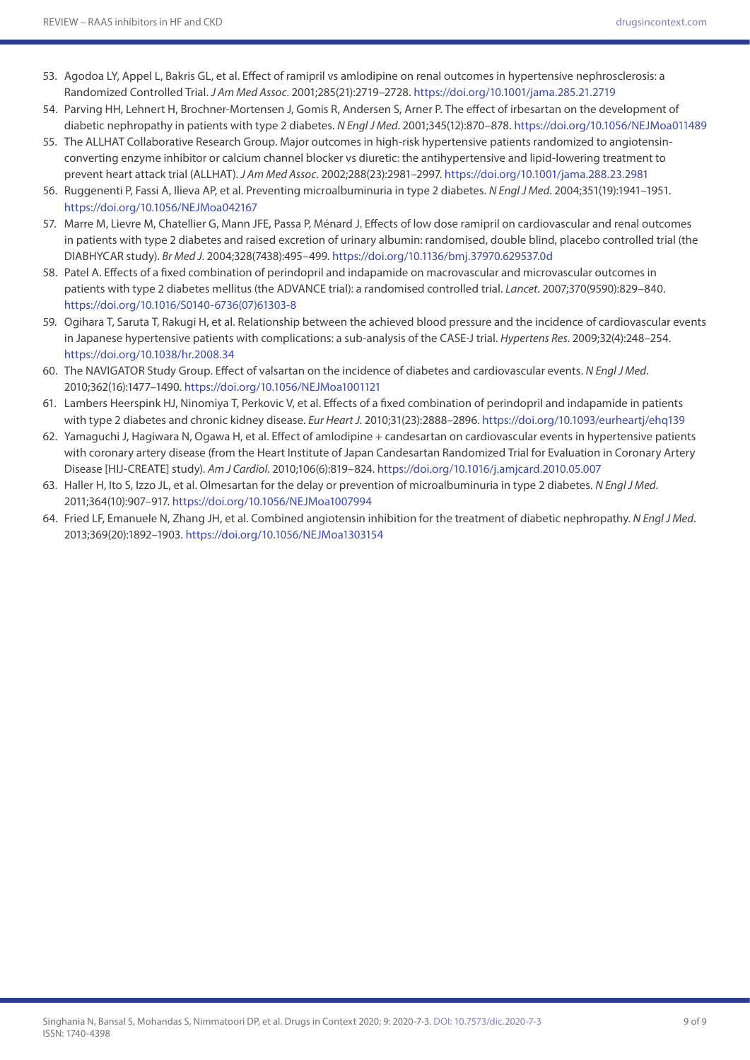53. Agodoa LY, Appel L, Bakris GL, et al. Effect of ramipril vs amlodipine on renal outcomes in hypertensive nephrosclerosis: a Randomized Controlled Trial. *J Am Med Assoc*. 2001;285(21):2719–2728. https://doi.org/10.1001/jama.285.21.2719
54. Parving HH, Lehnert H, Brochner-Mortensen J, Gomis R, Andersen S, Arner P. The effect of irbesartan on the development of diabetic nephropathy in patients with type 2 diabetes. *N Engl J Med*. 2001;345(12):870–878. https://doi.org/10.1056/NEJMoa011489
55. The ALLHAT Collaborative Research Group. Major outcomes in high-risk hypertensive patients randomized to angiotensin-converting enzyme inhibitor or calcium channel blocker vs diuretic: the antihypertensive and lipid-lowering treatment to prevent heart attack trial (ALLHAT). *J Am Med Assoc*. 2002;288(23):2981–2997. https://doi.org/10.1001/jama.288.23.2981
56. Ruggenenti P, Fassi A, Ilieva AP, et al. Preventing microalbuminuria in type 2 diabetes. *N Engl J Med*. 2004;351(19):1941–1951. https://doi.org/10.1056/NEJMoa042167
57. Marre M, Lievre M, Chatellier G, Mann JFE, Passa P, Ménard J. Effects of low dose ramipril on cardiovascular and renal outcomes in patients with type 2 diabetes and raised excretion of urinary albumin: randomised, double blind, placebo controlled trial (the DIABHYCAR study). *Br Med J*. 2004;328(7438):495–499. https://doi.org/10.1136/bmj.37970.629537.0d
58. Patel A. Effects of a fixed combination of perindopril and indapamide on macrovascular and microvascular outcomes in patients with type 2 diabetes mellitus (the ADVANCE trial): a randomised controlled trial. *Lancet*. 2007;370(9590):829–840. https://doi.org/10.1016/S0140-6736(07)61303-8
59. Ogihara T, Saruta T, Rakugi H, et al. Relationship between the achieved blood pressure and the incidence of cardiovascular events in Japanese hypertensive patients with complications: a sub-analysis of the CASE-J trial. *Hypertens Res*. 2009;32(4):248–254. https://doi.org/10.1038/hr.2008.34
60. The NAVIGATOR Study Group. Effect of valsartan on the incidence of diabetes and cardiovascular events. *N Engl J Med*. 2010;362(16):1477–1490. https://doi.org/10.1056/NEJMoa1001121
61. Lambers Heerspink HJ, Ninomiya T, Perkovic V, et al. Effects of a fixed combination of perindopril and indapamide in patients with type 2 diabetes and chronic kidney disease. *Eur Heart J*. 2010;31(23):2888–2896. https://doi.org/10.1093/eurheartj/ehq139
62. Yamaguchi J, Hagiwara N, Ogawa H, et al. Effect of amlodipine + candesartan on cardiovascular events in hypertensive patients with coronary artery disease (from the Heart Institute of Japan Candesartan Randomized Trial for Evaluation in Coronary Artery Disease [HIJ-CREATE] study). *Am J Cardiol*. 2010;106(6):819–824. https://doi.org/10.1016/j.amjcard.2010.05.007
63. Haller H, Ito S, Izzo JL, et al. Olmesartan for the delay or prevention of microalbuminuria in type 2 diabetes. *N Engl J Med*. 2011;364(10):907–917. https://doi.org/10.1056/NEJMoa1007994
64. Fried LF, Emanuele N, Zhang JH, et al. Combined angiotensin inhibition for the treatment of diabetic nephropathy. *N Engl J Med*. 2013;369(20):1892–1903. https://doi.org/10.1056/NEJMoa1303154